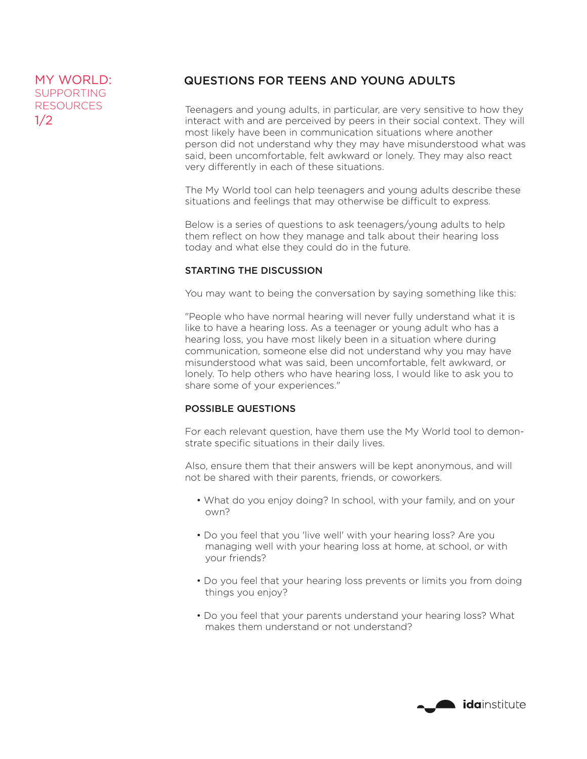# MY WORLD: SUPPORTING RESOURCES

## QUESTIONS FOR TEENS AND YOUNG ADULTS

Teenagers and young adults, in particular, are very sensitive to how they interact with and are perceived by peers in their social context. They will most likely have been in communication situations where another person did not understand why they may have misunderstood what was said, been uncomfortable, felt awkward or lonely. They may also react very differently in each of these situations.

The My World tool can help teenagers and young adults describe these situations and feelings that may otherwise be difficult to express.

Below is a series of questions to ask teenagers/young adults to help them reflect on how they manage and talk about their hearing loss today and what else they could do in the future.

### STARTING THE DISCUSSION

You may want to being the conversation by saying something like this:

"People who have normal hearing will never fully understand what it is like to have a hearing loss. As a teenager or young adult who has a hearing loss, you have most likely been in a situation where during communication, someone else did not understand why you may have misunderstood what was said, been uncomfortable, felt awkward, or lonely. To help others who have hearing loss, I would like to ask you to share some of your experiences."

### POSSIBLE QUESTIONS

For each relevant question, have them use the My World tool to demonstrate specific situations in their daily lives.

Also, ensure them that their answers will be kept anonymous, and will not be shared with their parents, friends, or coworkers.

- What do you enjoy doing? In school, with your family, and on your own?
- Do you feel that you 'live well' with your hearing loss? Are you managing well with your hearing loss at home, at school, or with your friends?
- Do you feel that your hearing loss prevents or limits you from doing things you enjoy?
- Do you feel that your parents understand your hearing loss? What makes them understand or not understand?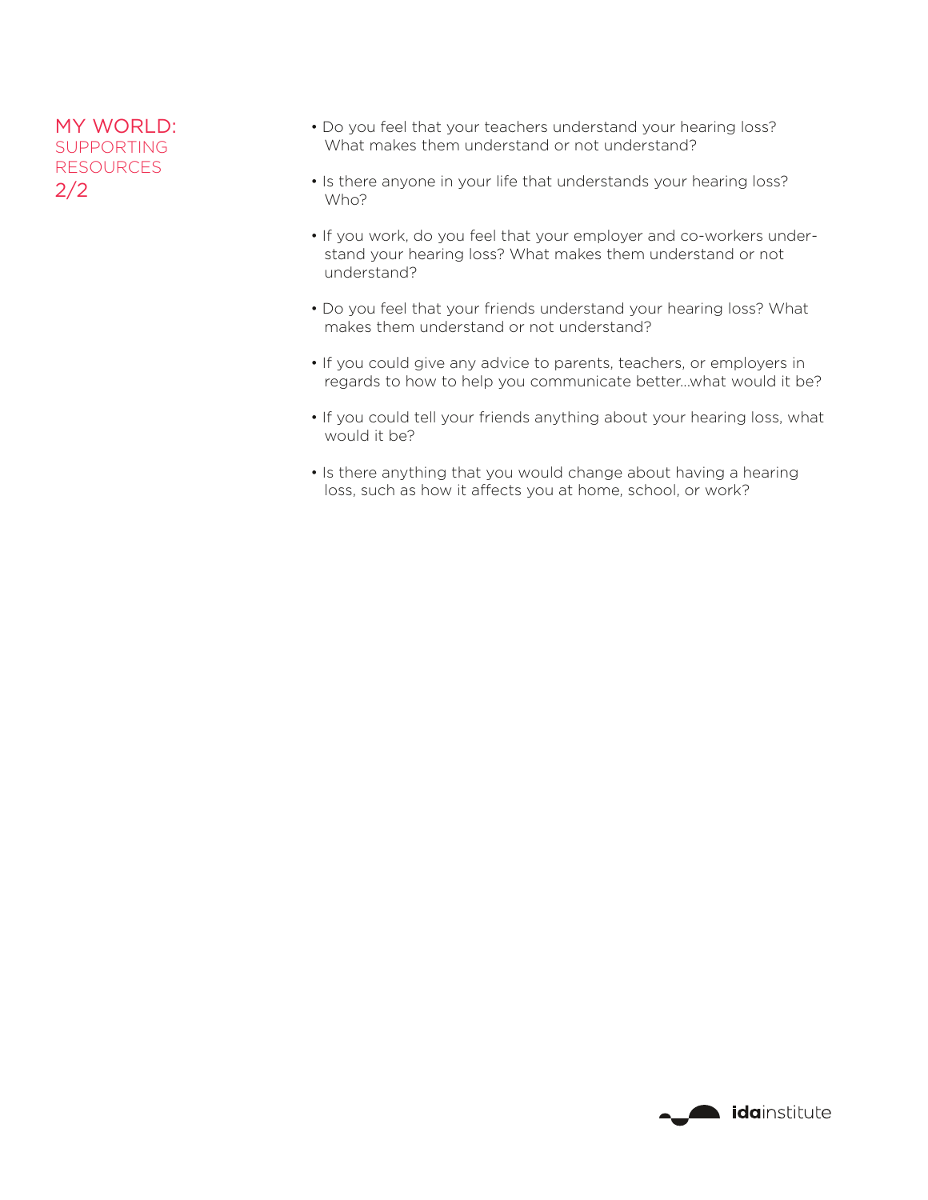# MY WORLD: SUPPORTING RESOURCES 2/2

- Do you feel that your teachers understand your hearing loss? What makes them understand or not understand?
- Is there anyone in your life that understands your hearing loss? Who?
- If you work, do you feel that your employer and co-workers understand your hearing loss? What makes them understand or not understand?
- Do you feel that your friends understand your hearing loss? What makes them understand or not understand?
- If you could give any advice to parents, teachers, or employers in regards to how to help you communicate better...what would it be?
- If you could tell your friends anything about your hearing loss, what would it be?
- Is there anything that you would change about having a hearing loss, such as how it affects you at home, school, or work?